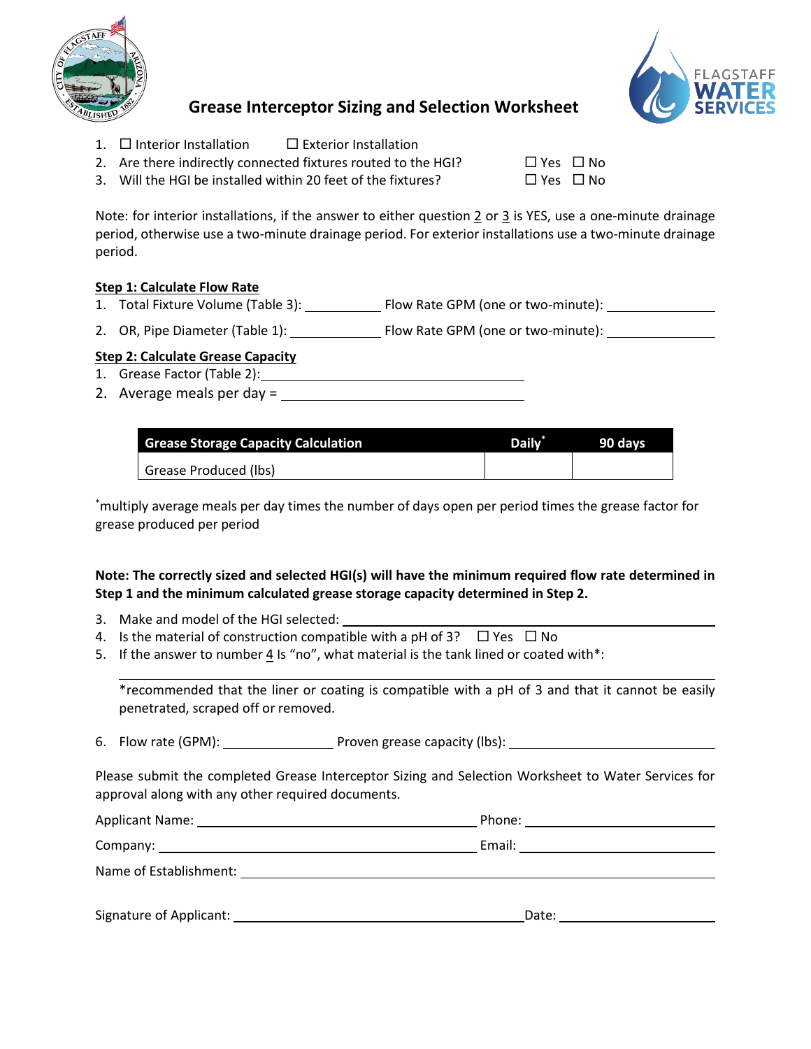# Grease Interceptor Sizing and Selection Worksheet

1. ☐ Interior Installation ☐ Exterior Installation
2. Are there indirectly connected fixtures routed to the HGI? ☐ Yes ☐ No
3. Will the HGI be installed within 20 feet of the fixtures? ☐ Yes ☐ No

Note: for interior installations, if the answer to either question 2 or 3 is YES, use a one-minute drainage period, otherwise use a two-minute drainage period. For exterior installations use a two-minute drainage period.

**Step 1: Calculate Flow Rate**

1. Total Fixture Volume (Table 3): \_\_\_\_\_\_\_\_\_\_ Flow Rate GPM (one or two-minute): \_\_\_\_\_\_\_\_\_\_
2. OR, Pipe Diameter (Table 1): \_\_\_\_\_\_\_\_\_\_ Flow Rate GPM (one or two-minute): \_\_\_\_\_\_\_\_\_\_

**Step 2: Calculate Grease Capacity**

1. Grease Factor (Table 2): \_\_\_\_\_\_\_\_\_\_
2. Average meals per day = \_\_\_\_\_\_\_\_\_\_

| Grease Storage Capacity Calculation | Daily* | 90 days |
|---|---|---|
| Grease Produced (lbs) | | |

*multiply average meals per day times the number of days open per period times the grease factor for grease produced per period

**Note: The correctly sized and selected HGI(s) will have the minimum required flow rate determined in Step 1 and the minimum calculated grease storage capacity determined in Step 2.**

3. Make and model of the HGI selected: \_\_\_\_\_\_\_\_\_\_
4. Is the material of construction compatible with a pH of 3? ☐ Yes ☐ No
5. If the answer to number 4 Is "no", what material is the tank lined or coated with*:

   \_\_\_\_\_\_\_\_\_\_

   *recommended that the liner or coating is compatible with a pH of 3 and that it cannot be easily penetrated, scraped off or removed.

6. Flow rate (GPM): \_\_\_\_\_\_\_\_\_\_ Proven grease capacity (lbs): \_\_\_\_\_\_\_\_\_\_

Please submit the completed Grease Interceptor Sizing and Selection Worksheet to Water Services for approval along with any other required documents.

Applicant Name: \_\_\_\_\_\_\_\_\_\_ Phone: \_\_\_\_\_\_\_\_\_\_

Company: \_\_\_\_\_\_\_\_\_\_ Email: \_\_\_\_\_\_\_\_\_\_

Name of Establishment: \_\_\_\_\_\_\_\_\_\_

Signature of Applicant: \_\_\_\_\_\_\_\_\_\_ Date: \_\_\_\_\_\_\_\_\_\_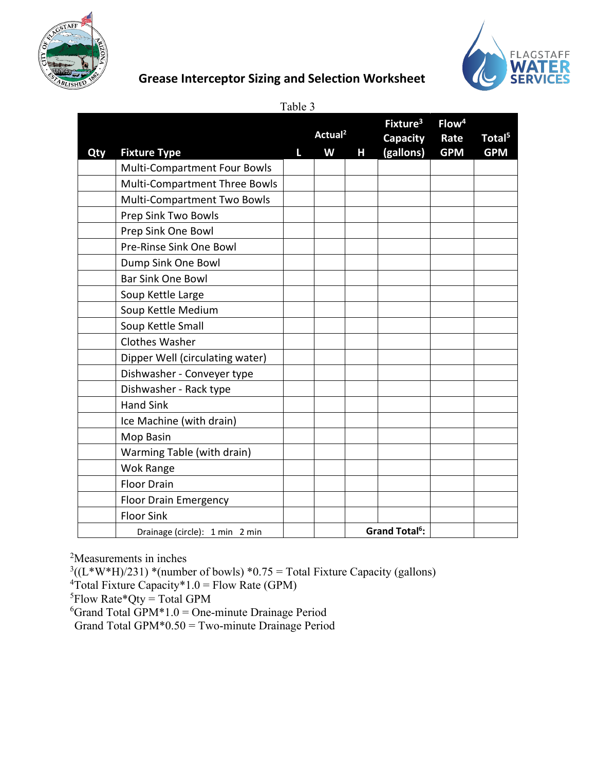## Grease Interceptor Sizing and Selection Worksheet

Table 3

| Qty | Fixture Type | Actual[2] L | W | H | Fixture[3] Capacity (gallons) | Flow[4] Rate GPM | Total[5] GPM |
|---|---|---|---|---|---|---|---|
| | Multi-Compartment Four Bowls | | | | | | |
| | Multi-Compartment Three Bowls | | | | | | |
| | Multi-Compartment Two Bowls | | | | | | |
| | Prep Sink Two Bowls | | | | | | |
| | Prep Sink One Bowl | | | | | | |
| | Pre-Rinse Sink One Bowl | | | | | | |
| | Dump Sink One Bowl | | | | | | |
| | Bar Sink One Bowl | | | | | | |
| | Soup Kettle Large | | | | | | |
| | Soup Kettle Medium | | | | | | |
| | Soup Kettle Small | | | | | | |
| | Clothes Washer | | | | | | |
| | Dipper Well (circulating water) | | | | | | |
| | Dishwasher - Conveyer type | | | | | | |
| | Dishwasher - Rack type | | | | | | |
| | Hand Sink | | | | | | |
| | Ice Machine (with drain) | | | | | | |
| | Mop Basin | | | | | | |
| | Warming Table (with drain) | | | | | | |
| | Wok Range | | | | | | |
| | Floor Drain | | | | | | |
| | Floor Drain Emergency | | | | | | |
| | Floor Sink | | | | | | |
| | Drainage (circle): 1 min 2 min | | | | **Grand Total[6]:** | | |

[2]Measurements in inches

[3]((L*W*H)/231) *(number of bowls) *0.75 = Total Fixture Capacity (gallons)

[4]Total Fixture Capacity*1.0 = Flow Rate (GPM)

[5]Flow Rate*Qty = Total GPM

[6]Grand Total GPM*1.0 = One-minute Drainage Period
Grand Total GPM*0.50 = Two-minute Drainage Period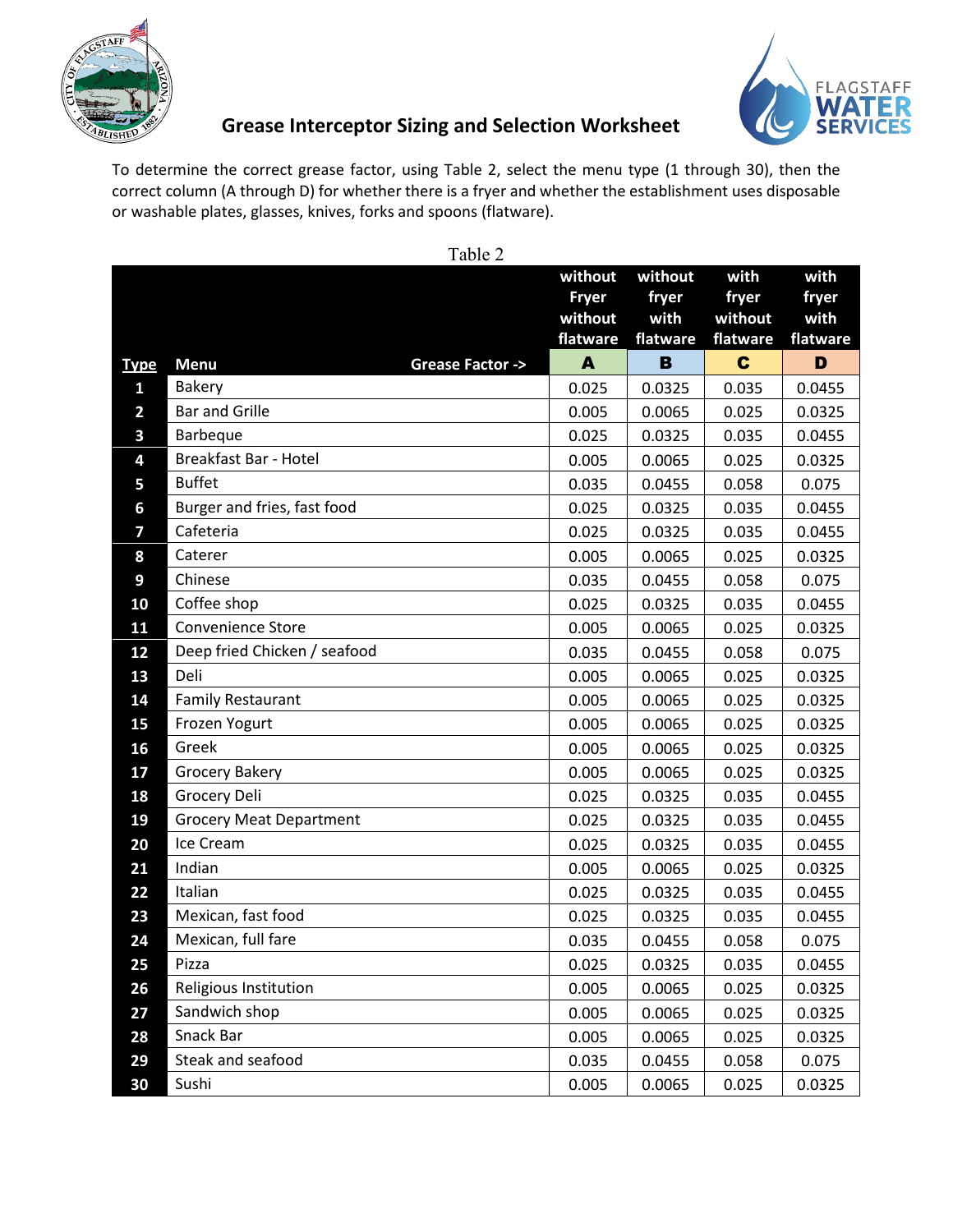# Grease Interceptor Sizing and Selection Worksheet

To determine the correct grease factor, using Table 2, select the menu type (1 through 30), then the correct column (A through D) for whether there is a fryer and whether the establishment uses disposable or washable plates, glasses, knives, forks and spoons (flatware).

Table 2

| | | without Fryer without flatware | without fryer with flatware | with fryer without flatware | with fryer with flatware |
|---|---|---|---|---|---|
| **Type** | **Menu** **Grease Factor ->** | **A** | **B** | **C** | **D** |
| 1 | Bakery | 0.025 | 0.0325 | 0.035 | 0.0455 |
| 2 | Bar and Grille | 0.005 | 0.0065 | 0.025 | 0.0325 |
| 3 | Barbeque | 0.025 | 0.0325 | 0.035 | 0.0455 |
| 4 | Breakfast Bar - Hotel | 0.005 | 0.0065 | 0.025 | 0.0325 |
| 5 | Buffet | 0.035 | 0.0455 | 0.058 | 0.075 |
| 6 | Burger and fries, fast food | 0.025 | 0.0325 | 0.035 | 0.0455 |
| 7 | Cafeteria | 0.025 | 0.0325 | 0.035 | 0.0455 |
| 8 | Caterer | 0.005 | 0.0065 | 0.025 | 0.0325 |
| 9 | Chinese | 0.035 | 0.0455 | 0.058 | 0.075 |
| 10 | Coffee shop | 0.025 | 0.0325 | 0.035 | 0.0455 |
| 11 | Convenience Store | 0.005 | 0.0065 | 0.025 | 0.0325 |
| 12 | Deep fried Chicken / seafood | 0.035 | 0.0455 | 0.058 | 0.075 |
| 13 | Deli | 0.005 | 0.0065 | 0.025 | 0.0325 |
| 14 | Family Restaurant | 0.005 | 0.0065 | 0.025 | 0.0325 |
| 15 | Frozen Yogurt | 0.005 | 0.0065 | 0.025 | 0.0325 |
| 16 | Greek | 0.005 | 0.0065 | 0.025 | 0.0325 |
| 17 | Grocery Bakery | 0.005 | 0.0065 | 0.025 | 0.0325 |
| 18 | Grocery Deli | 0.025 | 0.0325 | 0.035 | 0.0455 |
| 19 | Grocery Meat Department | 0.025 | 0.0325 | 0.035 | 0.0455 |
| 20 | Ice Cream | 0.025 | 0.0325 | 0.035 | 0.0455 |
| 21 | Indian | 0.005 | 0.0065 | 0.025 | 0.0325 |
| 22 | Italian | 0.025 | 0.0325 | 0.035 | 0.0455 |
| 23 | Mexican, fast food | 0.025 | 0.0325 | 0.035 | 0.0455 |
| 24 | Mexican, full fare | 0.035 | 0.0455 | 0.058 | 0.075 |
| 25 | Pizza | 0.025 | 0.0325 | 0.035 | 0.0455 |
| 26 | Religious Institution | 0.005 | 0.0065 | 0.025 | 0.0325 |
| 27 | Sandwich shop | 0.005 | 0.0065 | 0.025 | 0.0325 |
| 28 | Snack Bar | 0.005 | 0.0065 | 0.025 | 0.0325 |
| 29 | Steak and seafood | 0.035 | 0.0455 | 0.058 | 0.075 |
| 30 | Sushi | 0.005 | 0.0065 | 0.025 | 0.0325 |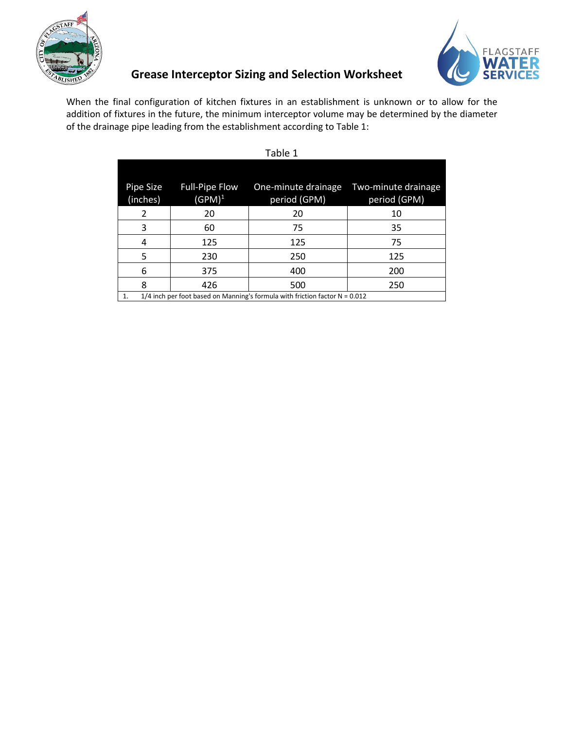## Grease Interceptor Sizing and Selection Worksheet

When the final configuration of kitchen fixtures in an establishment is unknown or to allow for the addition of fixtures in the future, the minimum interceptor volume may be determined by the diameter of the drainage pipe leading from the establishment according to Table 1:

Table 1

| Pipe Size (inches) | Full-Pipe Flow (GPM)[1] | One-minute drainage period (GPM) | Two-minute drainage period (GPM) |
|---|---|---|---|
| 2 | 20 | 20 | 10 |
| 3 | 60 | 75 | 35 |
| 4 | 125 | 125 | 75 |
| 5 | 230 | 250 | 125 |
| 6 | 375 | 400 | 200 |
| 8 | 426 | 500 | 250 |

1. 1/4 inch per foot based on Manning's formula with friction factor N = 0.012